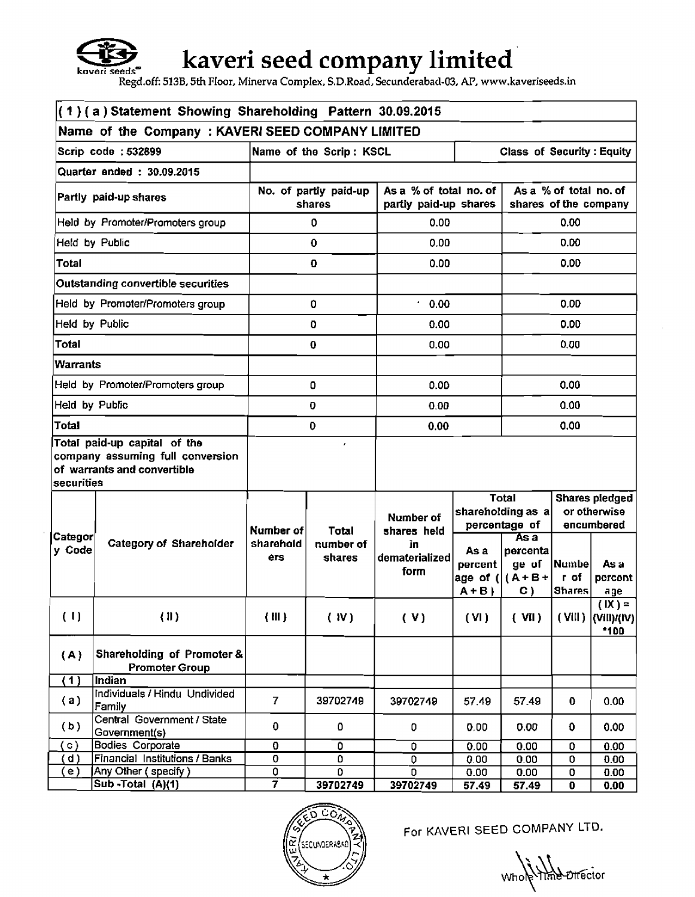# kaveri seed company limited

Regd.off: 513B, 5th Floor, Minerva Complex, S.D.Road, Secunderabad-03, AP, www.kaveriseeds.in

**(1)(a) Statement Showing Shareholding Pattern 30.09.2015**

**Name of the Company : KAVERI SEED COMPANY LIMITED**

| Scrip code : 532899 | Name of the Scrip : KSCL | | Class of Security : Equity |
|---|---|---|---|
| Quarter ended : 30.09.2015 | | | |
| Partly paid-up shares | No. of partly paid-up shares | As a % of total no. of partly paid-up shares | As a % of total no. of shares of the company |
| Held by Promoter/Promoters group | 0 | 0.00 | 0.00 |
| Held by Public | 0 | 0.00 | 0.00 |
| Total | 0 | 0.00 | 0.00 |
| Outstanding convertible securities | | | |
| Held by Promoter/Promoters group | 0 | 0.00 | 0.00 |
| Held by Public | 0 | 0.00 | 0.00 |
| Total | 0 | 0.00 | 0.00 |
| Warrants | | | |
| Held by Promoter/Promoters group | 0 | 0.00 | 0.00 |
| Held by Public | 0 | 0.00 | 0.00 |
| Total | 0 | 0.00 | 0.00 |
| Total paid-up capital of the company assuming full conversion of warrants and convertible securities | | | |

| Category Code | Category of Shareholder | Number of shareholders | Total number of shares | Number of shares held in dematerialized form | Total shareholding as a percentage of | | Shares pledged or otherwise encumbered | |
|---|---|---|---|---|---|---|---|---|
| | | | | | As a percentage of (A+B) | As a percentage of (A+B+C) | Number of Shares | As a percentage |
| (I) | (II) | (III) | (IV) | (V) | (VI) | (VII) | (VIII) | (IX) = (VIII)/(IV) *100 |
| (A) | Shareholding of Promoter & Promoter Group | | | | | | | |
| (1) | Indian | | | | | | | |
| (a) | Individuals / Hindu Undivided Family | 7 | 39702749 | 39702749 | 57.49 | 57.49 | 0 | 0.00 |
| (b) | Central Government / State Government(s) | 0 | 0 | 0 | 0.00 | 0.00 | 0 | 0.00 |
| (c) | Bodies Corporate | 0 | 0 | 0 | 0.00 | 0.00 | 0 | 0.00 |
| (d) | Financial Institutions / Banks | 0 | 0 | 0 | 0.00 | 0.00 | 0 | 0.00 |
| (e) | Any Other ( specify ) | 0 | 0 | 0 | 0.00 | 0.00 | 0 | 0.00 |
| | Sub -Total (A)(1) | 7 | 39702749 | 39702749 | 57.49 | 57.49 | 0 | 0.00 |

For KAVERI SEED COMPANY LTD.

Whole Time Director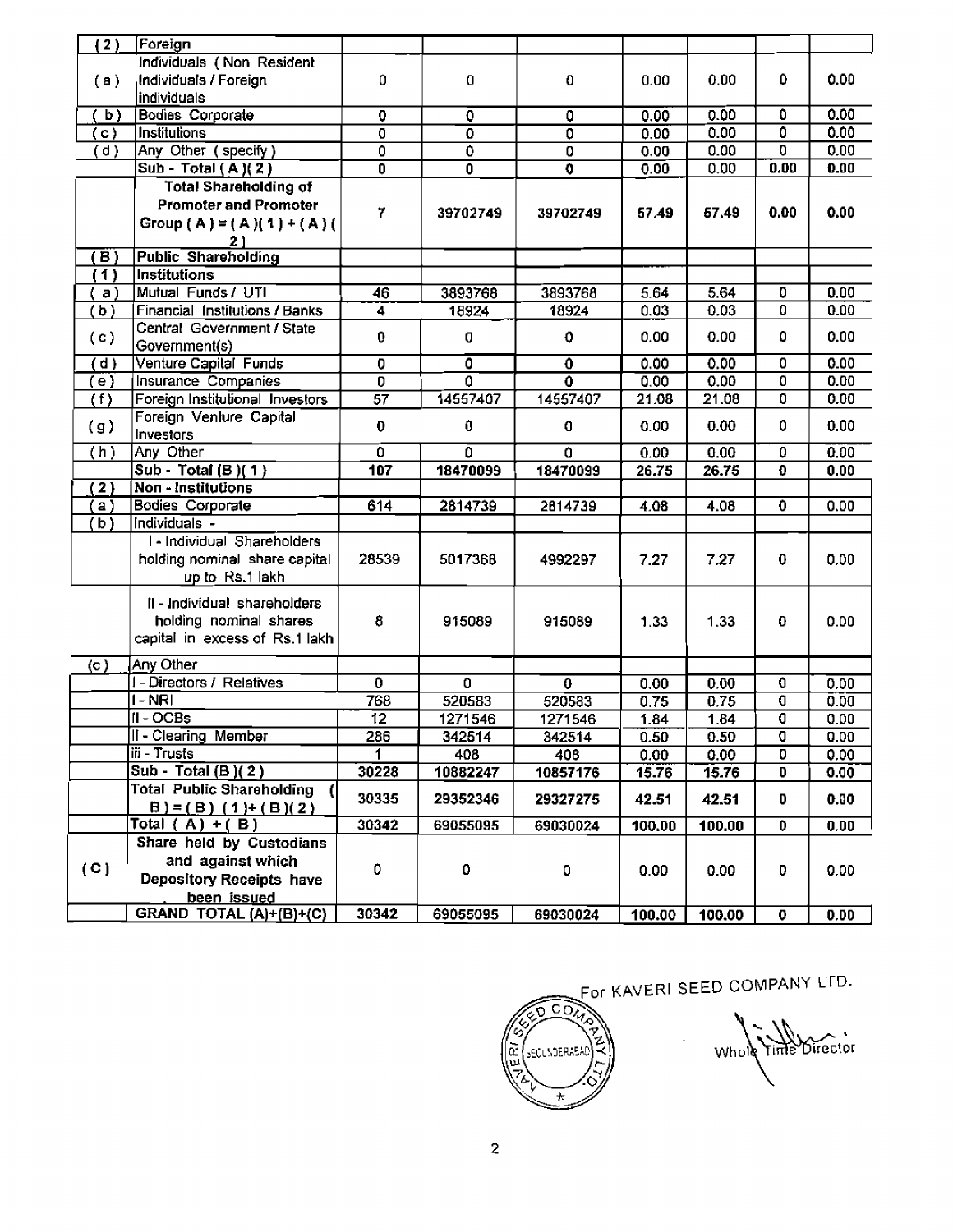| (2) | Foreign | | | | | | | |
|---|---|---|---|---|---|---|---|---|
| (a) | Individuals ( Non Resident Individuals / Foreign individuals | 0 | 0 | 0 | 0.00 | 0.00 | 0 | 0.00 |
| (b) | Bodies Corporate | 0 | 0 | 0 | 0.00 | 0.00 | 0 | 0.00 |
| (c) | Institutions | 0 | 0 | 0 | 0.00 | 0.00 | 0 | 0.00 |
| (d) | Any Other ( specify ) | 0 | 0 | 0 | 0.00 | 0.00 | 0 | 0.00 |
| | Sub - Total ( A )( 2 ) | 0 | 0 | 0 | 0.00 | 0.00 | 0.00 | 0.00 |
| | **Total Shareholding of Promoter and Promoter Group ( A ) = ( A )( 1 ) + ( A )( 2 )** | **7** | **39702749** | **39702749** | **57.49** | **57.49** | **0.00** | **0.00** |
| (B) | **Public Shareholding** | | | | | | | |
| (1) | **Institutions** | | | | | | | |
| (a) | Mutual Funds / UTI | 46 | 3893768 | 3893768 | 5.64 | 5.64 | 0 | 0.00 |
| (b) | Financial Institutions / Banks | 4 | 18924 | 18924 | 0.03 | 0.03 | 0 | 0.00 |
| (c) | Central Government / State Government(s) | 0 | 0 | 0 | 0.00 | 0.00 | 0 | 0.00 |
| (d) | Venture Capital Funds | 0 | 0 | 0 | 0.00 | 0.00 | 0 | 0.00 |
| (e) | Insurance Companies | 0 | 0 | 0 | 0.00 | 0.00 | 0 | 0.00 |
| (f) | Foreign Institutional Investors | 57 | 14557407 | 14557407 | 21.08 | 21.08 | 0 | 0.00 |
| (g) | Foreign Venture Capital Investors | 0 | 0 | 0 | 0.00 | 0.00 | 0 | 0.00 |
| (h) | Any Other | 0 | 0 | 0 | 0.00 | 0.00 | 0 | 0.00 |
| | **Sub - Total (B )( 1 )** | **107** | **18470099** | **18470099** | **26.75** | **26.75** | **0** | **0.00** |
| (2) | **Non - Institutions** | | | | | | | |
| (a) | Bodies Corporate | 614 | 2814739 | 2814739 | 4.08 | 4.08 | 0 | 0.00 |
| (b) | Individuals - | | | | | | | |
| | I - Individual Shareholders holding nominal share capital up to Rs.1 lakh | 28539 | 5017368 | 4992297 | 7.27 | 7.27 | 0 | 0.00 |
| | II - Individual shareholders holding nominal shares capital in excess of Rs.1 lakh | 8 | 915089 | 915089 | 1.33 | 1.33 | 0 | 0.00 |
| (c) | Any Other | | | | | | | |
| | I - Directors / Relatives | 0 | 0 | 0 | 0.00 | 0.00 | 0 | 0.00 |
| | I - NRI | 768 | 520583 | 520583 | 0.75 | 0.75 | 0 | 0.00 |
| | II - OCBs | 12 | 1271546 | 1271546 | 1.84 | 1.84 | 0 | 0.00 |
| | II - Clearing Member | 286 | 342514 | 342514 | 0.50 | 0.50 | 0 | 0.00 |
| | iii - Trusts | 1 | 408 | 408 | 0.00 | 0.00 | 0 | 0.00 |
| | **Sub - Total (B )( 2 )** | **30228** | **10882247** | **10857176** | **15.76** | **15.76** | **0** | **0.00** |
| | **Total Public Shareholding ( B ) = ( B ) ( 1 )+ ( B )( 2 )** | **30335** | **29352346** | **29327275** | **42.51** | **42.51** | **0** | **0.00** |
| | **Total ( A ) + ( B )** | **30342** | **69055095** | **69030024** | **100.00** | **100.00** | **0** | **0.00** |
| (C) | **Share held by Custodians and against which Depository Receipts have been issued** | 0 | 0 | 0 | 0.00 | 0.00 | 0 | 0.00 |
| | **GRAND TOTAL (A)+(B)+(C)** | **30342** | **69055095** | **69030024** | **100.00** | **100.00** | **0** | **0.00** |

For KAVERI SEED COMPANY LTD.

Whole Time Director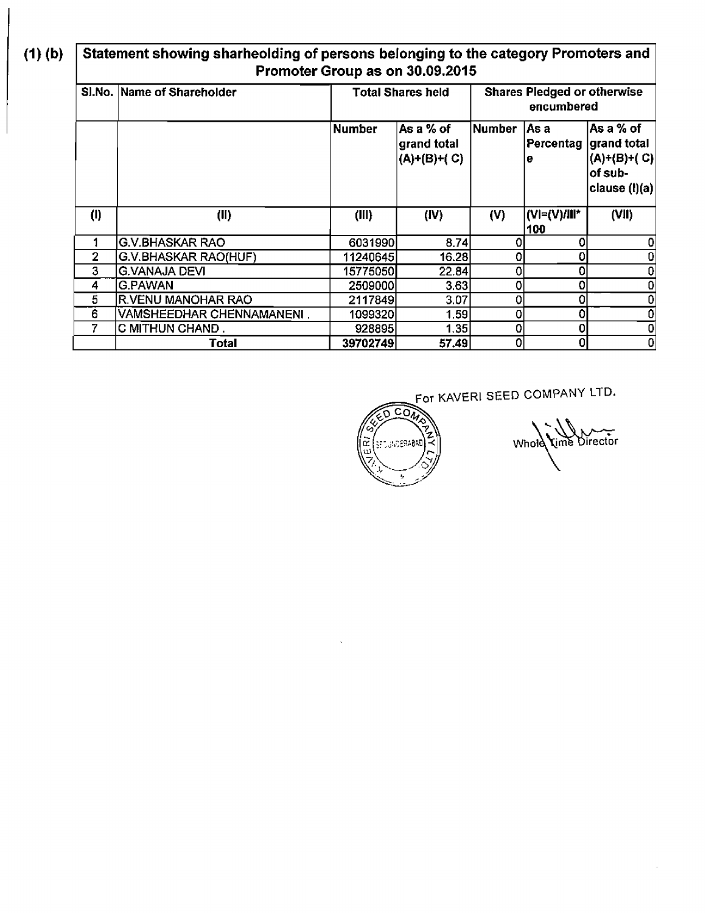(1) (b) **Statement showing sharheolding of persons belonging to the category Promoters and Promoter Group as on 30.09.2015**

| Sl.No. | Name of Shareholder | Total Shares held | | Shares Pledged or otherwise encumbered | | |
|---|---|---|---|---|---|---|
| | | Number | As a % of grand total (A)+(B)+( C) | Number | As a Percentage | As a % of grand total (A)+(B)+( C) of sub-clause (I)(a) |
| (I) | (II) | (III) | (IV) | (V) | (VI=(V)/III*100 | (VII) |
| 1 | G.V.BHASKAR RAO | 6031990 | 8.74 | 0 | 0 | 0 |
| 2 | G.V.BHASKAR RAO(HUF) | 11240645 | 16.28 | 0 | 0 | 0 |
| 3 | G.VANAJA DEVI | 15775050 | 22.84 | 0 | 0 | 0 |
| 4 | G.PAWAN | 2509000 | 3.63 | 0 | 0 | 0 |
| 5 | R.VENU MANOHAR RAO | 2117849 | 3.07 | 0 | 0 | 0 |
| 6 | VAMSHEEDHAR CHENNAMANENI . | 1099320 | 1.59 | 0 | 0 | 0 |
| 7 | C MITHUN CHAND . | 928895 | 1.35 | 0 | 0 | 0 |
| | Total | 39702749 | 57.49 | 0 | 0 | 0 |

For KAVERI SEED COMPANY LTD.

Whole Time Director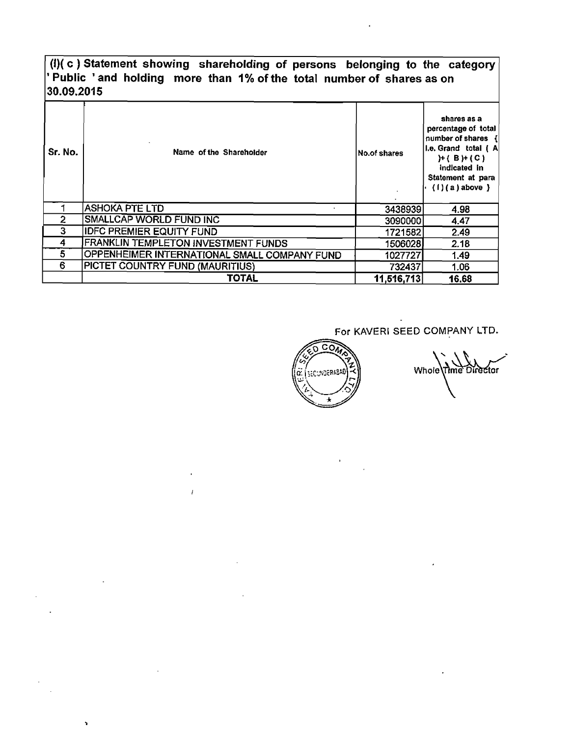**(I)( c ) Statement showing shareholding of persons belonging to the category 'Public ' and holding more than 1% of the total number of shares as on 30.09.2015**

| Sr. No. | Name of the Shareholder | No.of shares | shares as a percentage of total number of shares { i.e. Grand total ( A )+( B )+( C ) indicated in Statement at para ( I ) ( a ) above } |
|---|---|---|---|
| 1 | ASHOKA PTE LTD | 3438939 | 4.98 |
| 2 | SMALLCAP WORLD FUND INC | 3090000 | 4.47 |
| 3 | IDFC PREMIER EQUITY FUND | 1721582 | 2.49 |
| 4 | FRANKLIN TEMPLETON INVESTMENT FUNDS | 1506028 | 2.18 |
| 5 | OPPENHEIMER INTERNATIONAL SMALL COMPANY FUND | 1027727 | 1.49 |
| 6 | PICTET COUNTRY FUND (MAURITIUS) | 732437 | 1.06 |
| | **TOTAL** | **11,516,713** | **16.68** |

For KAVERI SEED COMPANY LTD.

Whole Time Director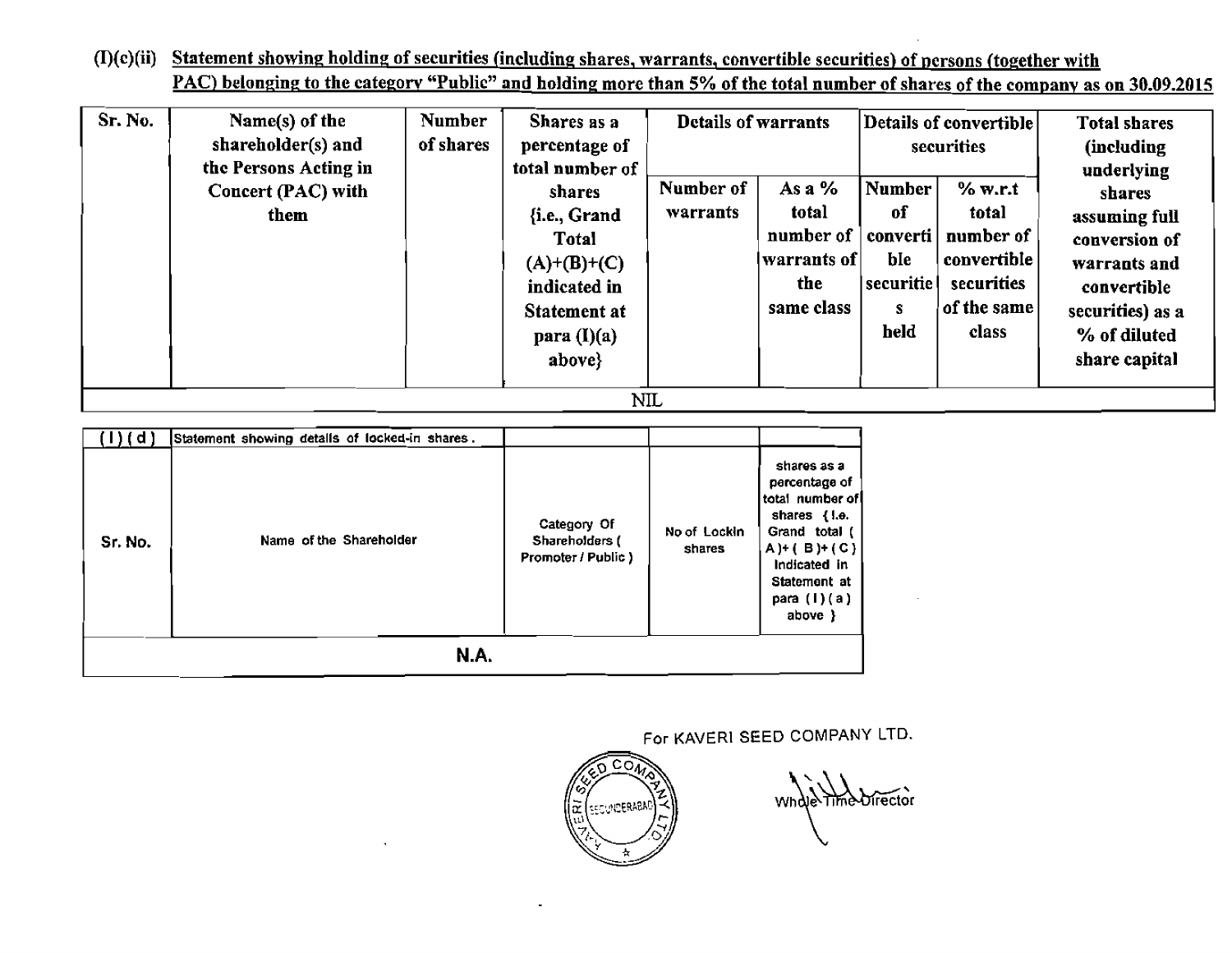**(I)(c)(ii) Statement showing holding of securities (including shares, warrants, convertible securities) of persons (together with PAC) belonging to the category "Public" and holding more than 5% of the total number of shares of the company as on 30.09.2015**

| Sr. No. | Name(s) of the shareholder(s) and the Persons Acting in Concert (PAC) with them | Number of shares | Shares as a percentage of total number of shares {i.e., Grand Total (A)+(B)+(C) indicated in Statement at para (I)(a) above} | Details of warrants | | Details of convertible securities | | Total shares (including underlying shares assuming full conversion of warrants and convertible securities) as a % of diluted share capital |
|---|---|---|---|---|---|---|---|---|
| | | | | Number of warrants | As a % total number of warrants of the same class | Number of convertible securities held | % w.r.t total number of convertible securities of the same class | |
| NIL | | | | | | | | |

| (I)(d) | Statement showing details of locked-in shares. | | | |
|---|---|---|---|---|
| Sr. No. | Name of the Shareholder | Category Of Shareholders ( Promoter / Public ) | No of Lockin shares | shares as a percentage of total number of shares {i.e. Grand total ( A )+ ( B )+ ( C ) Indicated in Statement at para ( I ) ( a ) above } |
| N.A. | | | | |

For KAVERI SEED COMPANY LTD.

Whole-Time Director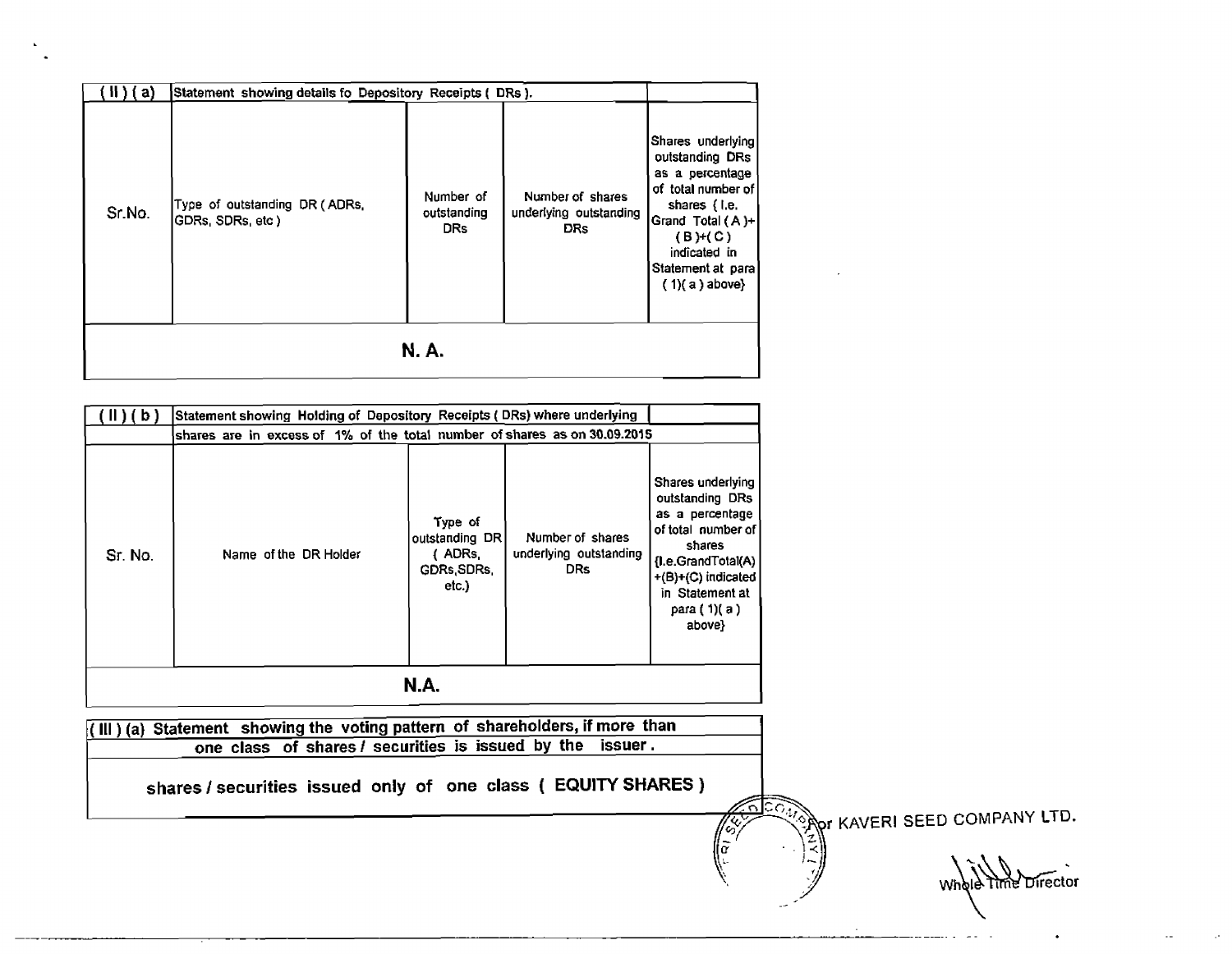| (II) (a) | Statement showing details fo Depository Receipts ( DRs ). | | | |
|---|---|---|---|---|
| Sr.No. | Type of outstanding DR ( ADRs, GDRs, SDRs, etc ) | Number of outstanding DRs | Number of shares underlying outstanding DRs | Shares underlying outstanding DRs as a percentage of total number of shares { I.e. Grand Total ( A )+ ( B )+( C ) indicated in Statement at para ( 1)( a ) above} |
| N. A. | | | | |

| (II) (b) | Statement showing Holding of Depository Receipts ( DRs) where underlying shares are in excess of 1% of the total number of shares as on 30.09.2015 | | | |
|---|---|---|---|---|
| Sr. No. | Name of the DR Holder | Type of outstanding DR ( ADRs, GDRs,SDRs, etc.) | Number of shares underlying outstanding DRs | Shares underlying outstanding DRs as a percentage of total number of shares {I.e.GrandTotal(A) +(B)+(C) indicated in Statement at para ( 1)( a ) above} |
| N.A. | | | | |

| (III) (a) Statement showing the voting pattern of shareholders, if more than one class of shares / securities is issued by the issuer. |
|---|
| shares / securities issued only of one class ( EQUITY SHARES ) |

For KAVERI SEED COMPANY LTD.

Whole Time Director